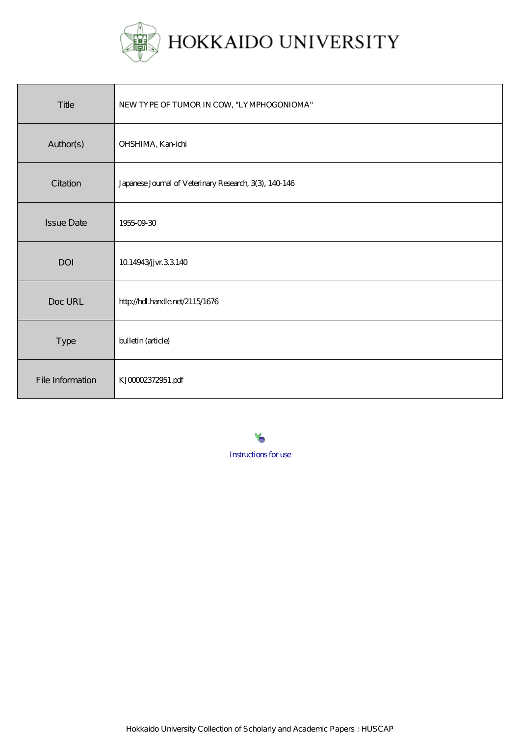# HOKKAIDO UNIVERSITY

| Title | NEW TYPE OF TUMOR IN COW, "LYMPHOGONIOMA" |
|---|---|
| Author(s) | OHSHIMA, Kan-ichi |
| Citation | Japanese Journal of Veterinary Research, 3(3), 140-146 |
| Issue Date | 1955-09-30 |
| DOI | 10.14943/jjvr.3.3.140 |
| Doc URL | http://hdl.handle.net/2115/1676 |
| Type | bulletin (article) |
| File Information | KJ00002372951.pdf |

Instructions for use

Hokkaido University Collection of Scholarly and Academic Papers : HUSCAP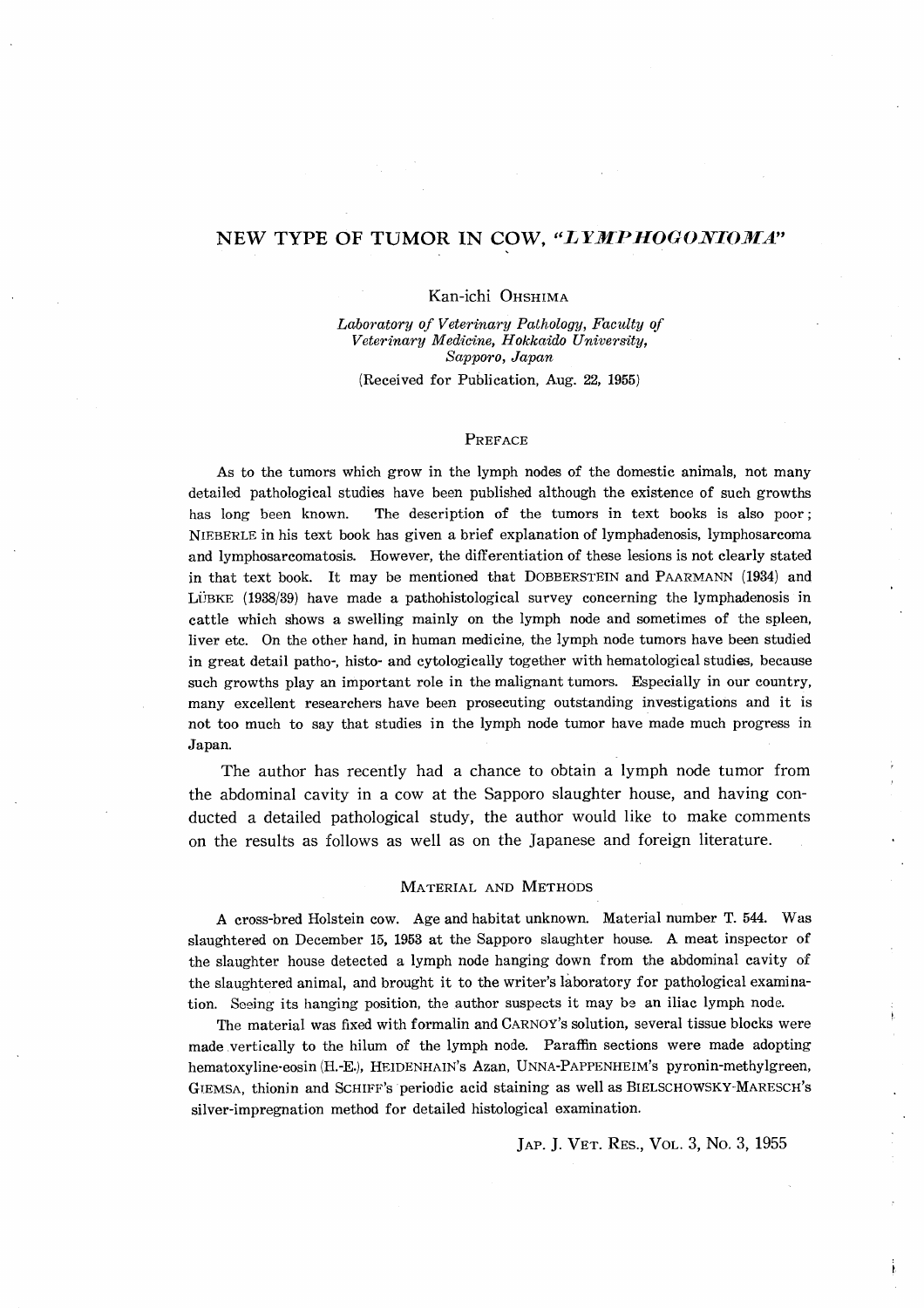# NEW TYPE OF TUMOR IN COW, *"LYMPHOGONIOMA"*

Kan-ichi OHSHIMA

*Laboratory of Veterinary Pathology, Faculty of Veterinary Medicine, Hokkaido University, Sapporo, Japan*

(Received for Publication, Aug. 22, 1955)

## PREFACE

As to the tumors which grow in the lymph nodes of the domestic animals, not many detailed pathological studies have been published although the existence of such growths has long been known. The description of the tumors in text books is also poor; NIEBERLE in his text book has given a brief explanation of lymphadenosis, lymphosarcoma and lymphosarcomatosis. However, the differentiation of these lesions is not clearly stated in that text book. It may be mentioned that DOBBERSTEIN and PAARMANN (1934) and LÜBKE (1938/39) have made a pathohistological survey concerning the lymphadenosis in cattle which shows a swelling mainly on the lymph node and sometimes of the spleen, liver etc. On the other hand, in human medicine, the lymph node tumors have been studied in great detail patho-, histo- and cytologically together with hematological studies, because such growths play an important role in the malignant tumors. Especially in our country, many excellent researchers have been prosecuting outstanding investigations and it is not too much to say that studies in the lymph node tumor have made much progress in Japan.

The author has recently had a chance to obtain a lymph node tumor from the abdominal cavity in a cow at the Sapporo slaughter house, and having conducted a detailed pathological study, the author would like to make comments on the results as follows as well as on the Japanese and foreign literature.

## MATERIAL AND METHODS

A cross-bred Holstein cow. Age and habitat unknown. Material number T. 544. Was slaughtered on December 15, 1953 at the Sapporo slaughter house. A meat inspector of the slaughter house detected a lymph node hanging down from the abdominal cavity of the slaughtered animal, and brought it to the writer's laboratory for pathological examination. Seeing its hanging position, the author suspects it may be an iliac lymph node.

The material was fixed with formalin and CARNOY's solution, several tissue blocks were made vertically to the hilum of the lymph node. Paraffin sections were made adopting hematoxyline-eosin (H.-E.), HEIDENHAIN's Azan, UNNA-PAPPENHEIM's pyronin-methylgreen, GIEMSA, thionin and SCHIFF's periodic acid staining as well as BIELSCHOWSKY-MARESCH's silver-impregnation method for detailed histological examination.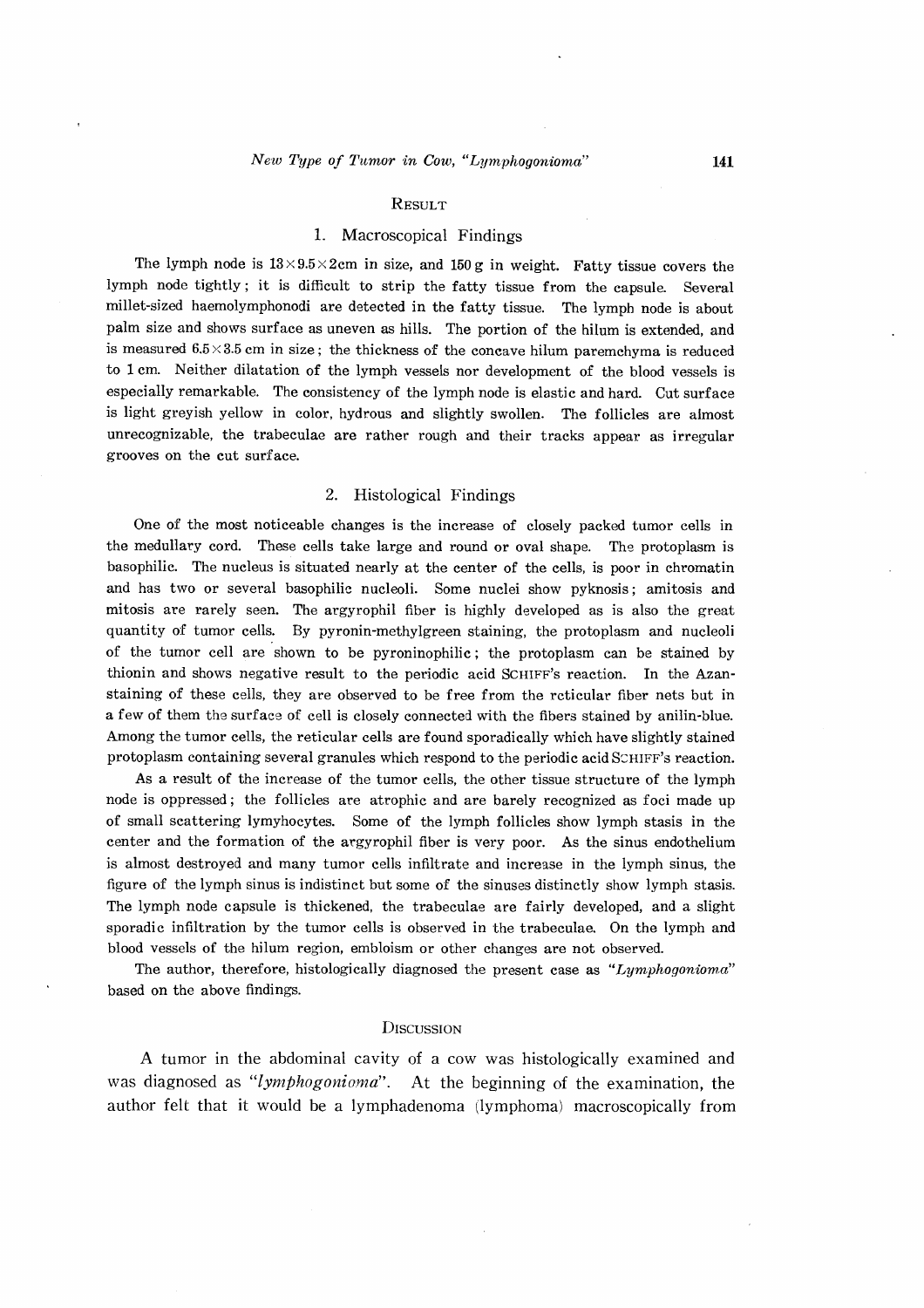## Result

### 1. Macroscopical Findings

The lymph node is $13 \times 9.5 \times 2$cm in size, and 150 g in weight. Fatty tissue covers the lymph node tightly; it is difficult to strip the fatty tissue from the capsule. Several millet-sized haemolymphonodi are detected in the fatty tissue. The lymph node is about palm size and shows surface as uneven as hills. The portion of the hilum is extended, and is measured $6.5 \times 3.5$ cm in size; the thickness of the concave hilum paremchyma is reduced to 1 cm. Neither dilatation of the lymph vessels nor development of the blood vessels is especially remarkable. The consistency of the lymph node is elastic and hard. Cut surface is light greyish yellow in color, hydrous and slightly swollen. The follicles are almost unrecognizable, the trabeculae are rather rough and their tracks appear as irregular grooves on the cut surface.

### 2. Histological Findings

One of the most noticeable changes is the increase of closely packed tumor cells in the medullary cord. These cells take large and round or oval shape. The protoplasm is basophilic. The nucleus is situated nearly at the center of the cells, is poor in chromatin and has two or several basophilic nucleoli. Some nuclei show pyknosis; amitosis and mitosis are rarely seen. The argyrophil fiber is highly developed as is also the great quantity of tumor cells. By pyronin-methylgreen staining, the protoplasm and nucleoli of the tumor cell are shown to be pyroninophilic; the protoplasm can be stained by thionin and shows negative result to the periodic acid SCHIFF's reaction. In the Azan-staining of these cells, they are observed to be free from the reticular fiber nets but in a few of them the surface of cell is closely connected with the fibers stained by anilin-blue. Among the tumor cells, the reticular cells are found sporadically which have slightly stained protoplasm containing several granules which respond to the periodic acid SCHIFF's reaction.

As a result of the increase of the tumor cells, the other tissue structure of the lymph node is oppressed; the follicles are atrophic and are barely recognized as foci made up of small scattering lymyhocytes. Some of the lymph follicles show lymph stasis in the center and the formation of the argyrophil fiber is very poor. As the sinus endothelium is almost destroyed and many tumor cells infiltrate and increase in the lymph sinus, the figure of the lymph sinus is indistinct but some of the sinuses distinctly show lymph stasis. The lymph node capsule is thickened, the trabeculae are fairly developed, and a slight sporadic infiltration by the tumor cells is observed in the trabeculae. On the lymph and blood vessels of the hilum region, embloism or other changes are not observed.

The author, therefore, histologically diagnosed the present case as "*Lymphogonioma*" based on the above findings.

## Discussion

A tumor in the abdominal cavity of a cow was histologically examined and was diagnosed as "*lymphogonioma*". At the beginning of the examination, the author felt that it would be a lymphadenoma (lymphoma) macroscopically from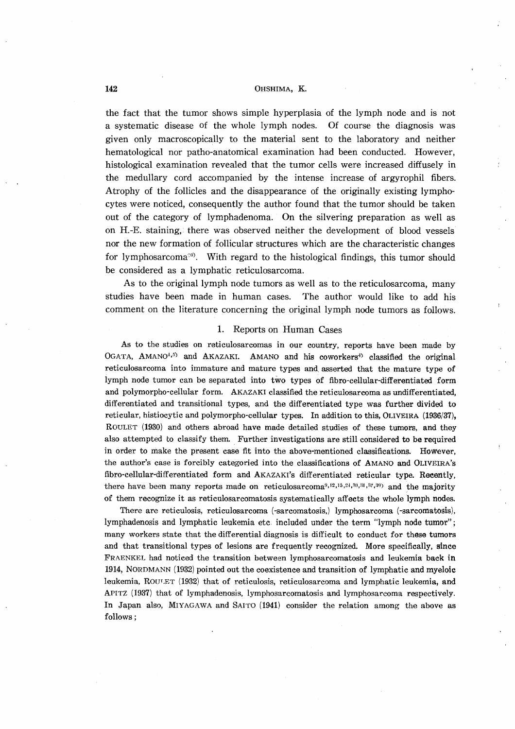the fact that the tumor shows simple hyperplasia of the lymph node and is not a systematic disease of the whole lymph nodes. Of course the diagnosis was given only macroscopically to the material sent to the laboratory and neither hematological nor patho-anatomical examination had been conducted. However, histological examination revealed that the tumor cells were increased diffusely in the medullary cord accompanied by the intense increase of argyrophil fibers. Atrophy of the follicles and the disappearance of the originally existing lymphocytes were noticed, consequently the author found that the tumor should be taken out of the category of lymphadenoma. On the silvering preparation as well as on H.-E. staining, there was observed neither the development of blood vessels nor the new formation of follicular structures which are the characteristic changes for lymphosarcoma[30]. With regard to the histological findings, this tumor should be considered as a lymphatic reticulosarcoma.

As to the original lymph node tumors as well as to the reticulosarcoma, many studies have been made in human cases. The author would like to add his comment on the literature concerning the original lymph node tumors as follows.

## 1. Reports on Human Cases

As to the studies on reticulosarcomas in our country, reports have been made by OGATA, AMANO[4,5] and AKAZAKI. AMANO and his coworkers[4] classified the original reticulosarcoma into immature and mature types and asserted that the mature type of lymph node tumor can be separated into two types of fibro-cellular-differentiated form and polymorpho-cellular form. AKAZAKI classified the reticulosarcoma as undifferentiated, differentiated and transitional types, and the differentiated type was further divided to reticular, histiocytic and polymorpho-cellular types. In addition to this, OLIVEIRA (1936/37), ROULET (1930) and others abroad have made detailed studies of these tumors, and they also attempted to classify them. Further investigations are still considered to be required in order to make the present case fit into the above-mentioned classifications. However, the author's case is forcibly categoried into the classifications of AMANO and OLIVEIRA's fibro-cellular-differentiated form and AKAZAKI's differentiated reticular type. Recently, there have been many reports made on reticulosarcoma[9,12,15,24,30,31,37,39] and the majority of them recognize it as reticulosarcomatosis systematically affects the whole lymph nodes.

There are reticulosis, reticulosarcoma (-sarcomatosis,) lymphosarcoma (-sarcomatosis), lymphadenosis and lymphatic leukemia etc. included under the term "lymph node tumor"; many workers state that the differential diagnosis is difficult to conduct for these tumors and that transitional types of lesions are frequently recognized. More specifically, since FRAENKEL had noticed the transition between lymphosarcomatosis and leukemia back in 1914, NORDMANN (1932) pointed out the coexistence and transition of lymphatic and myeloic leukemia, ROULET (1932) that of reticulosis, reticulosarcoma and lymphatic leukemia, and APITZ (1937) that of lymphadenosis, lymphosarcomatosis and lymphosarcoma respectively. In Japan also, MIYAGAWA and SAITO (1941) consider the relation among the above as follows;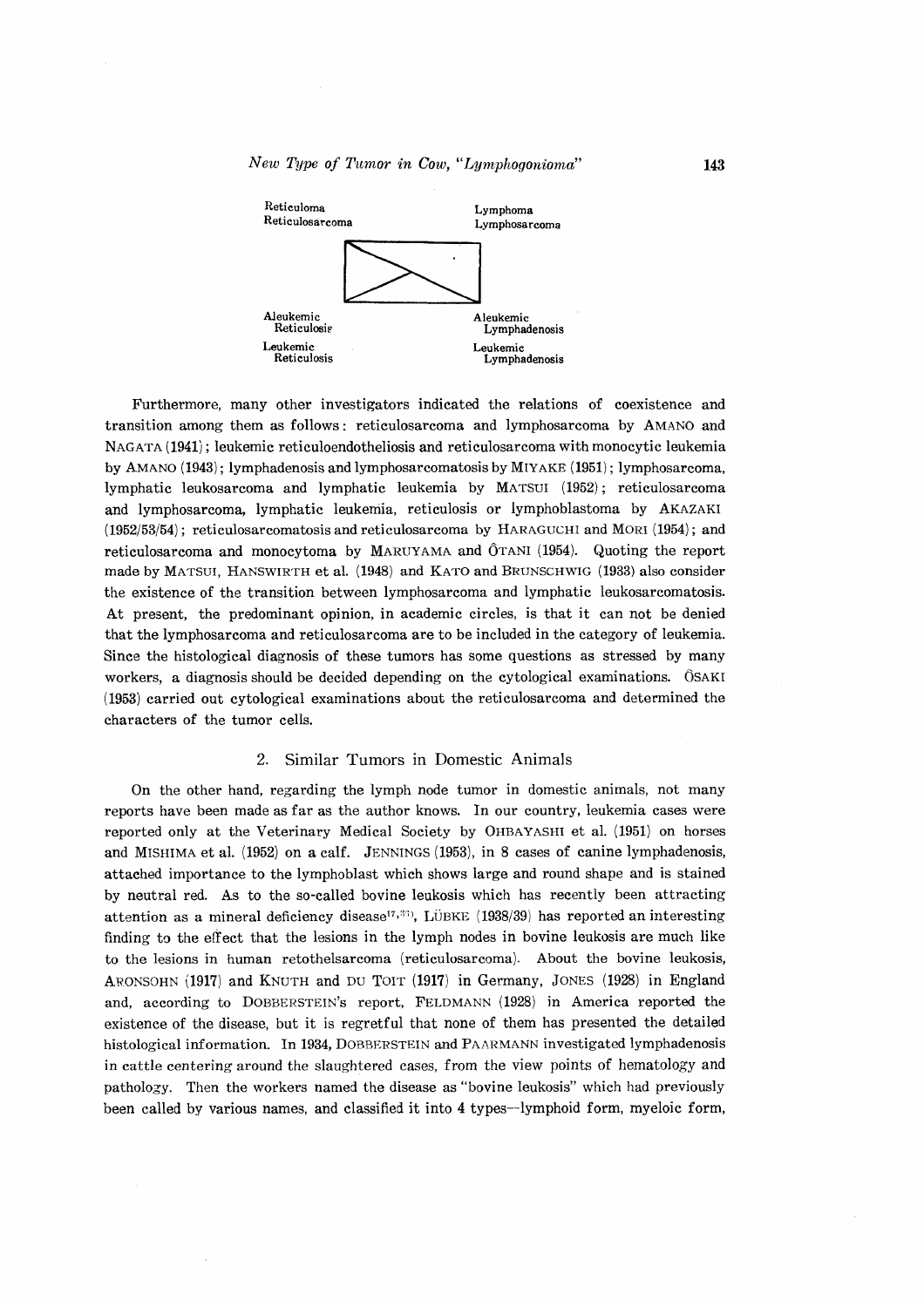Reticuloma
Reticulosarcoma

Lymphoma
Lymphosarcoma

Aleukemic
Reticulosis

Leukemic
Reticulosis

Aleukemic
Lymphadenosis

Leukemic
Lymphadenosis

Furthermore, many other investigators indicated the relations of coexistence and transition among them as follows: reticulosarcoma and lymphosarcoma by AMANO and NAGATA (1941); leukemic reticuloendotheliosis and reticulosarcoma with monocytic leukemia by AMANO (1943); lymphadenosis and lymphosarcomatosis by MIYAKE (1951); lymphosarcoma, lymphatic leukosarcoma and lymphatic leukemia by MATSUI (1952); reticulosarcoma and lymphosarcoma, lymphatic leukemia, reticulosis or lymphoblastoma by AKAZAKI (1952/53/54); reticulosarcomatosis and reticulosarcoma by HARAGUCHI and MORI (1954); and reticulosarcoma and monocytoma by MARUYAMA and ÔTANI (1954). Quoting the report made by MATSUI, HANSWIRTH et al. (1948) and KATO and BRUNSCHWIG (1933) also consider the existence of the transition between lymphosarcoma and lymphatic leukosarcomatosis. At present, the predominant opinion, in academic circles, is that it can not be denied that the lymphosarcoma and reticulosarcoma are to be included in the category of leukemia. Since the histological diagnosis of these tumors has some questions as stressed by many workers, a diagnosis should be decided depending on the cytological examinations. ÔSAKI (1953) carried out cytological examinations about the reticulosarcoma and determined the characters of the tumor cells.

## 2. Similar Tumors in Domestic Animals

On the other hand, regarding the lymph node tumor in domestic animals, not many reports have been made as far as the author knows. In our country, leukemia cases were reported only at the Veterinary Medical Society by OHBAYASHI et al. (1951) on horses and MISHIMA et al. (1952) on a calf. JENNINGS (1953), in 8 cases of canine lymphadenosis, attached importance to the lymphoblast which shows large and round shape and is stained by neutral red. As to the so-called bovine leukosis which has recently been attracting attention as a mineral deficiency disease[17,31], LÜBKE (1938/39) has reported an interesting finding to the effect that the lesions in the lymph nodes in bovine leukosis are much like to the lesions in human retothelsarcoma (reticulosarcoma). About the bovine leukosis, ARONSOHN (1917) and KNUTH and DU TOIT (1917) in Germany, JONES (1928) in England and, according to DOBBERSTEIN's report, FELDMANN (1928) in America reported the existence of the disease, but it is regretful that none of them has presented the detailed histological information. In 1934, DOBBERSTEIN and PAARMANN investigated lymphadenosis in cattle centering around the slaughtered cases, from the view points of hematology and pathology. Then the workers named the disease as "bovine leukosis" which had previously been called by various names, and classified it into 4 types—lymphoid form, myeloic form,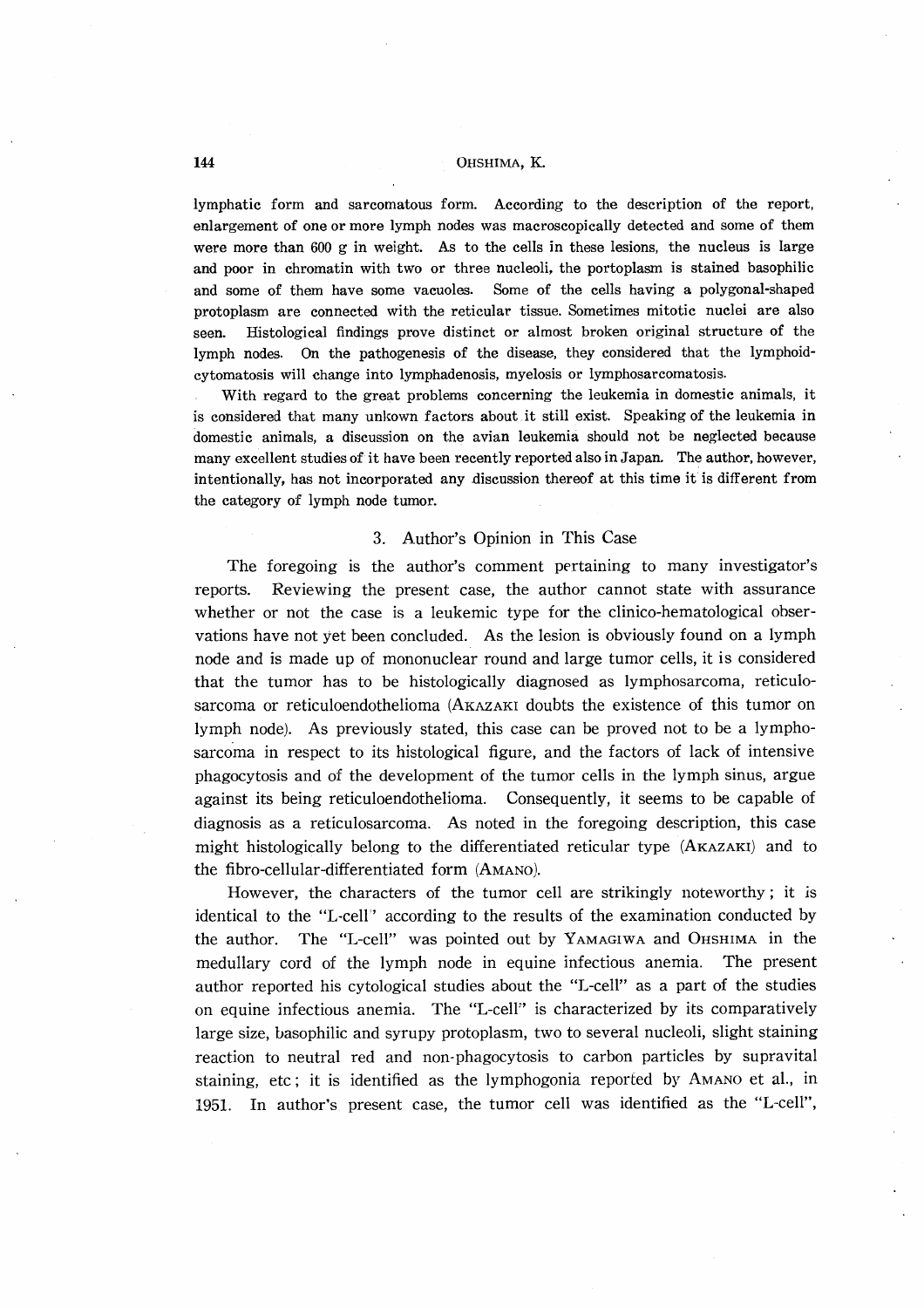lymphatic form and sarcomatous form. According to the description of the report, enlargement of one or more lymph nodes was macroscopically detected and some of them were more than 600 g in weight. As to the cells in these lesions, the nucleus is large and poor in chromatin with two or three nucleoli, the portoplasm is stained basophilic and some of them have some vacuoles. Some of the cells having a polygonal-shaped protoplasm are connected with the reticular tissue. Sometimes mitotic nuclei are also seen. Histological findings prove distinct or almost broken original structure of the lymph nodes. On the pathogenesis of the disease, they considered that the lymphoid-cytomatosis will change into lymphadenosis, myelosis or lymphosarcomatosis.

With regard to the great problems concerning the leukemia in domestic animals, it is considered that many unkown factors about it still exist. Speaking of the leukemia in domestic animals, a discussion on the avian leukemia should not be neglected because many excellent studies of it have been recently reported also in Japan. The author, however, intentionally, has not incorporated any discussion thereof at this time it is different from the category of lymph node tumor.

### 3. Author's Opinion in This Case

The foregoing is the author's comment pertaining to many investigator's reports. Reviewing the present case, the author cannot state with assurance whether or not the case is a leukemic type for the clinico-hematological observations have not yet been concluded. As the lesion is obviously found on a lymph node and is made up of mononuclear round and large tumor cells, it is considered that the tumor has to be histologically diagnosed as lymphosarcoma, reticulosarcoma or reticuloendothelioma (AKAZAKI doubts the existence of this tumor on lymph node). As previously stated, this case can be proved not to be a lymphosarcoma in respect to its histological figure, and the factors of lack of intensive phagocytosis and of the development of the tumor cells in the lymph sinus, argue against its being reticuloendothelioma. Consequently, it seems to be capable of diagnosis as a reticulosarcoma. As noted in the foregoing description, this case might histologically belong to the differentiated reticular type (AKAZAKI) and to the fibro-cellular-differentiated form (AMANO).

However, the characters of the tumor cell are strikingly noteworthy; it is identical to the "L-cell" according to the results of the examination conducted by the author. The "L-cell" was pointed out by YAMAGIWA and OHSHIMA in the medullary cord of the lymph node in equine infectious anemia. The present author reported his cytological studies about the "L-cell" as a part of the studies on equine infectious anemia. The "L-cell" is characterized by its comparatively large size, basophilic and syrupy protoplasm, two to several nucleoli, slight staining reaction to neutral red and non-phagocytosis to carbon particles by supravital staining, etc; it is identified as the lymphogonia reported by AMANO et al., in 1951. In author's present case, the tumor cell was identified as the "L-cell",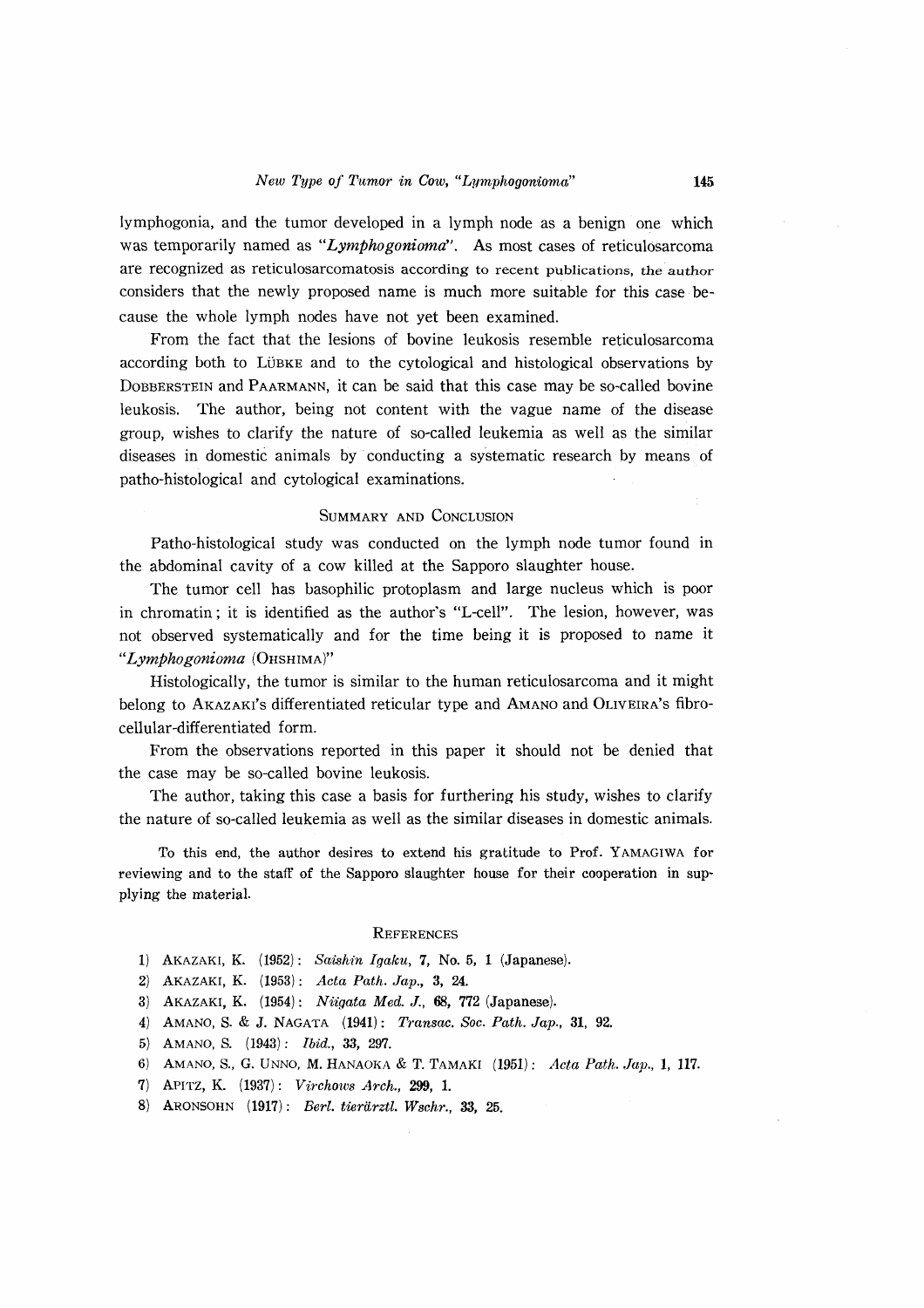lymphogonia, and the tumor developed in a lymph node as a benign one which was temporarily named as "*Lymphogonioma*". As most cases of reticulosarcoma are recognized as reticulosarcomatosis according to recent publications, the author considers that the newly proposed name is much more suitable for this case because the whole lymph nodes have not yet been examined.

From the fact that the lesions of bovine leukosis resemble reticulosarcoma according both to LÜBKE and to the cytological and histological observations by DOBBERSTEIN and PAARMANN, it can be said that this case may be so-called bovine leukosis. The author, being not content with the vague name of the disease group, wishes to clarify the nature of so-called leukemia as well as the similar diseases in domestic animals by conducting a systematic research by means of patho-histological and cytological examinations.

## SUMMARY AND CONCLUSION

Patho-histological study was conducted on the lymph node tumor found in the abdominal cavity of a cow killed at the Sapporo slaughter house.

The tumor cell has basophilic protoplasm and large nucleus which is poor in chromatin; it is identified as the author's "L-cell". The lesion, however, was not observed systematically and for the time being it is proposed to name it "*Lymphogonioma* (OHSHIMA)"

Histologically, the tumor is similar to the human reticulosarcoma and it might belong to AKAZAKI's differentiated reticular type and AMANO and OLIVEIRA's fibro-cellular-differentiated form.

From the observations reported in this paper it should not be denied that the case may be so-called bovine leukosis.

The author, taking this case a basis for furthering his study, wishes to clarify the nature of so-called leukemia as well as the similar diseases in domestic animals.

To this end, the author desires to extend his gratitude to Prof. YAMAGIWA for reviewing and to the staff of the Sapporo slaughter house for their cooperation in supplying the material.

## REFERENCES

1) AKAZAKI, K. (1952): *Saishin Igaku*, **7**, No. 5, 1 (Japanese).
2) AKAZAKI, K. (1953): *Acta Path. Jap.*, **3**, 24.
3) AKAZAKI, K. (1954): *Niigata Med. J.*, **68**, 772 (Japanese).
4) AMANO, S. & J. NAGATA (1941): *Transac. Soc. Path. Jap.*, **31**, 92.
5) AMANO, S. (1943): *Ibid.*, **33**, 297.
6) AMANO, S., G. UNNO, M. HANAOKA & T. TAMAKI (1951): *Acta Path. Jap.*, **1**, 117.
7) APITZ, K. (1937): *Virchows Arch.*, **299**, 1.
8) ARONSOHN (1917): *Berl. tierärztl. Wschr.*, **33**, 25.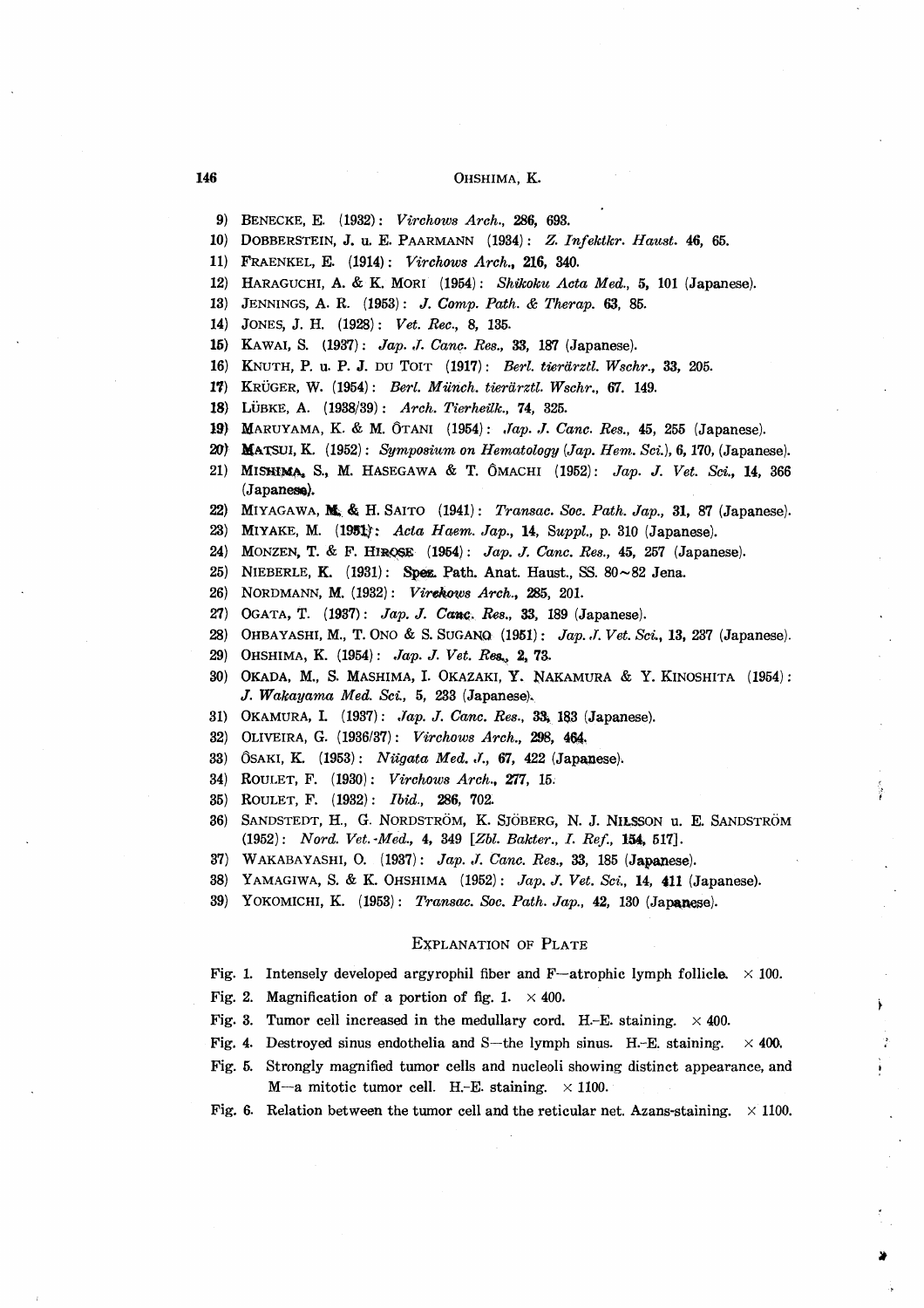9) BENECKE, E. (1932): *Virchows Arch.*, **286**, 693.
10) DOBBERSTEIN, J. u. E. PAARMANN (1934): *Z. Infektkr. Haust.* **46**, 65.
11) FRAENKEL, E. (1914): *Virchows Arch.*, **216**, 340.
12) HARAGUCHI, A. & K. MORI (1954): *Shikoku Acta Med.*, **5**, 101 (Japanese).
13) JENNINGS, A. R. (1953): *J. Comp. Path. & Therap.* **63**, 85.
14) JONES, J. H. (1928): *Vet. Rec.*, **8**, 135.
15) KAWAI, S. (1937): *Jap. J. Canc. Res.*, **33**, 187 (Japanese).
16) KNUTH, P. u. P. J. DU TOIT (1917): *Berl. tierärztl. Wschr.*, **33**, 205.
17) KRÜGER, W. (1954): *Berl. Münch. tierärztl. Wschr.*, **67**. 149.
18) LÜBKE, A. (1938/39): *Arch. Tierheilk.*, **74**, 325.
19) MARUYAMA, K. & M. ÔTANI (1954): *Jap. J. Canc. Res.*, **45**, 255 (Japanese).
20) MATSUI, K. (1952): *Symposium on Hematology (Jap. Hem. Sci.)*, **6**, 170, (Japanese).
21) MISHIMA, S., M. HASEGAWA & T. ÔMACHI (1952): *Jap. J. Vet. Sci.*, **14**, 366 (Japanese).
22) MIYAGAWA, M. & H. SAITO (1941): *Transac. Soc. Path. Jap.*, **31**, 87 (Japanese).
23) MIYAKE, M. (1951): *Acta Haem. Jap.*, **14**, *Suppl.*, p. 310 (Japanese).
24) MONZEN, T. & F. HIROSE (1954): *Jap. J. Canc. Res.*, **45**, 257 (Japanese).
25) NIEBERLE, K. (1931): Spez. Path. Anat. Haust., SS. 80～82 Jena.
26) NORDMANN, M. (1932): *Virchows Arch.*, **285**, 201.
27) OGATA, T. (1937): *Jap. J. Canc. Res.*, **33**, 189 (Japanese).
28) OHBAYASHI, M., T. ONO & S. SUGANO (1951): *Jap. J. Vet. Sci.*, **13**, 237 (Japanese).
29) OHSHIMA, K. (1954): *Jap. J. Vet. Res.*, **2**, 73.
30) OKADA, M., S. MASHIMA, I. OKAZAKI, Y. NAKAMURA & Y. KINOSHITA (1954): *J. Wakayama Med. Sci.*, **5**, 233 (Japanese).
31) OKAMURA, I. (1937): *Jap. J. Canc. Res.*, **33**, 183 (Japanese).
32) OLIVEIRA, G. (1936/37): *Virchows Arch.*, **298**, 464.
33) ÔSAKI, K. (1953): *Niigata Med. J.*, **67**, 422 (Japanese).
34) ROULET, F. (1930): *Virchows Arch.*, **277**, 15.
35) ROULET, F. (1932): *Ibid.*, **286**, 702.
36) SANDSTEDT, H., G. NORDSTRÖM, K. SJÖBERG, N. J. NILSSON u. E. SANDSTRÖM (1952): *Nord. Vet.-Med.*, **4**, 349 [*Zbl. Bakter., I. Ref.*, **154**, 517].
37) WAKABAYASHI, O. (1937): *Jap. J. Canc. Res.*, **33**, 185 (Japanese).
38) YAMAGIWA, S. & K. OHSHIMA (1952): *Jap. J. Vet. Sci.*, **14**, 411 (Japanese).
39) YOKOMICHI, K. (1953): *Transac. Soc. Path. Jap.*, **42**, 130 (Japanese).

## EXPLANATION OF PLATE

Fig. 1. Intensely developed argyrophil fiber and F—atrophic lymph follicle. × 100.

Fig. 2. Magnification of a portion of fig. 1. × 400.

Fig. 3. Tumor cell increased in the medullary cord. H.-E. staining. × 400.

Fig. 4. Destroyed sinus endothelia and S—the lymph sinus. H.-E. staining. × 400.

Fig. 5. Strongly magnified tumor cells and nucleoli showing distinct appearance, and M—a mitotic tumor cell. H.-E. staining. × 1100.

Fig. 6. Relation between the tumor cell and the reticular net. Azans-staining. × 1100.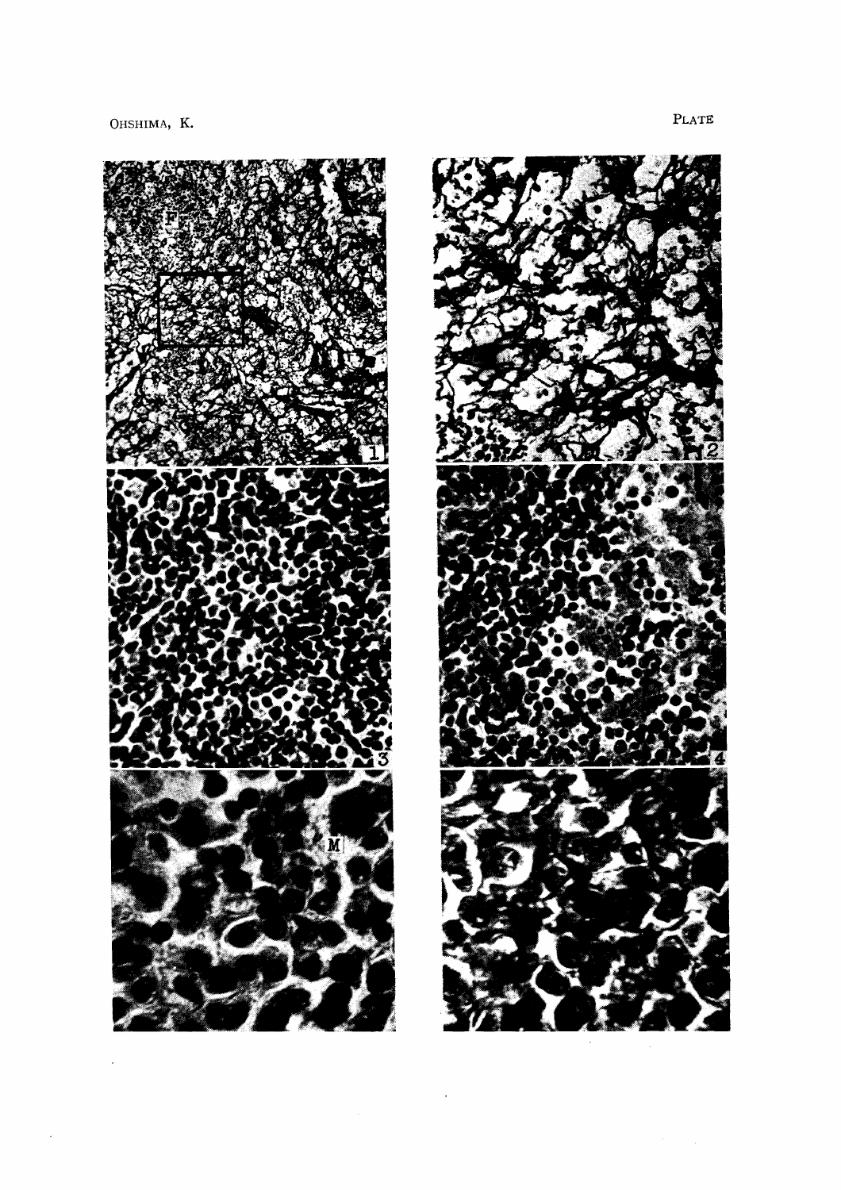PLATE